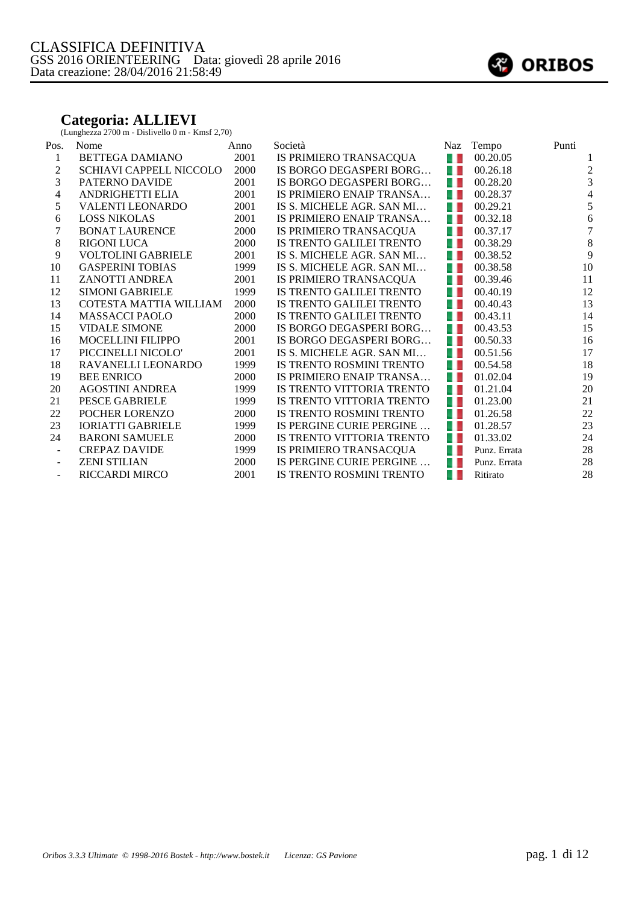# CLASSIFICA DEFINITIVA

GSS 2016 ORIENTEERING Data: giovedì 28 aprile 2016
Data creazione: 28/04/2016 21:58:49

ORIBOS

## Categoria: ALLIEVI

(Lunghezza 2700 m - Dislivello 0 m - Kmsf 2,70)

| Pos. | Nome | Anno | Società | Naz | Tempo | Punti |
|---|---|---|---|---|---|---|
| 1 | BETTEGA DAMIANO | 2001 | IS PRIMIERO TRANSACQUA | | 00.20.05 | 1 |
| 2 | SCHIAVI CAPPELL NICCOLO | 2000 | IS BORGO DEGASPERI BORG… | | 00.26.18 | 2 |
| 3 | PATERNO DAVIDE | 2001 | IS BORGO DEGASPERI BORG… | | 00.28.20 | 3 |
| 4 | ANDRIGHETTI ELIA | 2001 | IS PRIMIERO ENAIP TRANSA… | | 00.28.37 | 4 |
| 5 | VALENTI LEONARDO | 2001 | IS S. MICHELE AGR. SAN MI… | | 00.29.21 | 5 |
| 6 | LOSS NIKOLAS | 2001 | IS PRIMIERO ENAIP TRANSA… | | 00.32.18 | 6 |
| 7 | BONAT LAURENCE | 2000 | IS PRIMIERO TRANSACQUA | | 00.37.17 | 7 |
| 8 | RIGONI LUCA | 2000 | IS TRENTO GALILEI TRENTO | | 00.38.29 | 8 |
| 9 | VOLTOLINI GABRIELE | 2001 | IS S. MICHELE AGR. SAN MI… | | 00.38.52 | 9 |
| 10 | GASPERINI TOBIAS | 1999 | IS S. MICHELE AGR. SAN MI… | | 00.38.58 | 10 |
| 11 | ZANOTTI ANDREA | 2001 | IS PRIMIERO TRANSACQUA | | 00.39.46 | 11 |
| 12 | SIMONI GABRIELE | 1999 | IS TRENTO GALILEI TRENTO | | 00.40.19 | 12 |
| 13 | COTESTA MATTIA WILLIAM | 2000 | IS TRENTO GALILEI TRENTO | | 00.40.43 | 13 |
| 14 | MASSACCI PAOLO | 2000 | IS TRENTO GALILEI TRENTO | | 00.43.11 | 14 |
| 15 | VIDALE SIMONE | 2000 | IS BORGO DEGASPERI BORG… | | 00.43.53 | 15 |
| 16 | MOCELLINI FILIPPO | 2001 | IS BORGO DEGASPERI BORG… | | 00.50.33 | 16 |
| 17 | PICCINELLI NICOLO' | 2001 | IS S. MICHELE AGR. SAN MI… | | 00.51.56 | 17 |
| 18 | RAVANELLI LEONARDO | 1999 | IS TRENTO ROSMINI TRENTO | | 00.54.58 | 18 |
| 19 | BEE ENRICO | 2000 | IS PRIMIERO ENAIP TRANSA… | | 01.02.04 | 19 |
| 20 | AGOSTINI ANDREA | 1999 | IS TRENTO VITTORIA TRENTO | | 01.21.04 | 20 |
| 21 | PESCE GABRIELE | 1999 | IS TRENTO VITTORIA TRENTO | | 01.23.00 | 21 |
| 22 | POCHER LORENZO | 2000 | IS TRENTO ROSMINI TRENTO | | 01.26.58 | 22 |
| 23 | IORIATTI GABRIELE | 1999 | IS PERGINE CURIE PERGINE … | | 01.28.57 | 23 |
| 24 | BARONI SAMUELE | 2000 | IS TRENTO VITTORIA TRENTO | | 01.33.02 | 24 |
| - | CREPAZ DAVIDE | 1999 | IS PRIMIERO TRANSACQUA | | Punz. Errata | 28 |
| - | ZENI STILIAN | 2000 | IS PERGINE CURIE PERGINE … | | Punz. Errata | 28 |
| - | RICCARDI MIRCO | 2001 | IS TRENTO ROSMINI TRENTO | | Ritirato | 28 |

*Oribos 3.3.3 Ultimate © 1998-2016 Bostek - http://www.bostek.it* *Licenza: GS Pavione*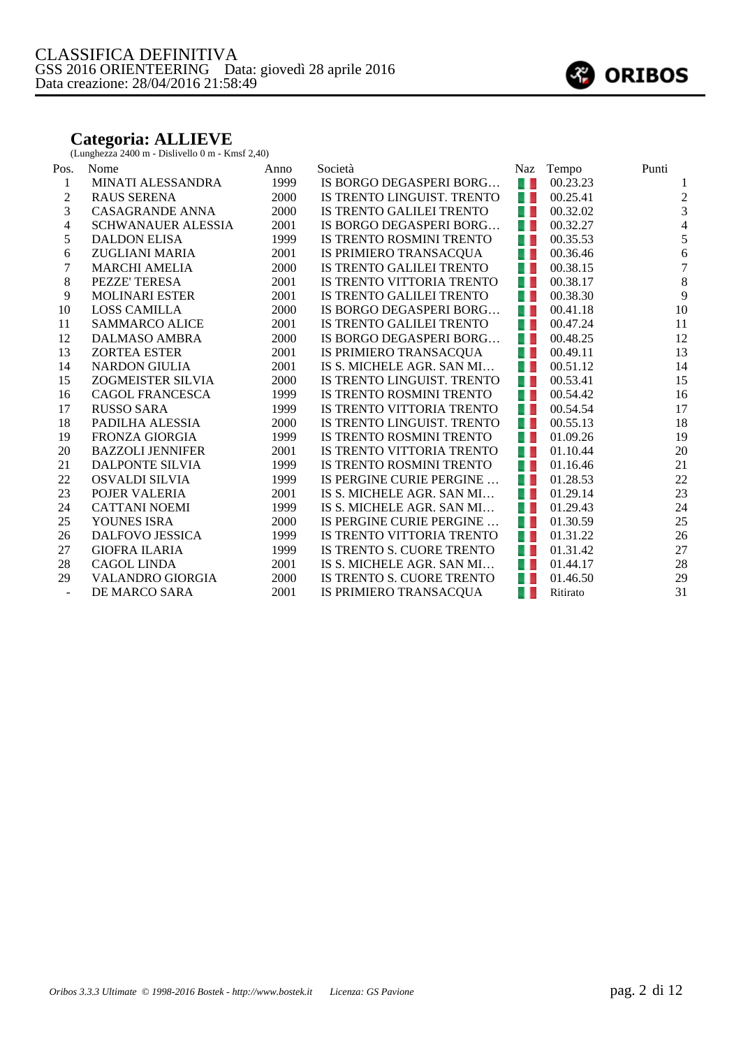CLASSIFICA DEFINITIVA
GSS 2016 ORIENTEERING Data: giovedì 28 aprile 2016
Data creazione: 28/04/2016 21:58:49

## Categoria: ALLIEVE

(Lunghezza 2400 m - Dislivello 0 m - Kmsf 2,40)

| Pos. | Nome | Anno | Società | Naz | Tempo | Punti |
|---|---|---|---|---|---|---|
| 1 | MINATI ALESSANDRA | 1999 | IS BORGO DEGASPERI BORG… | | 00.23.23 | 1 |
| 2 | RAUS SERENA | 2000 | IS TRENTO LINGUIST. TRENTO | | 00.25.41 | 2 |
| 3 | CASAGRANDE ANNA | 2000 | IS TRENTO GALILEI TRENTO | | 00.32.02 | 3 |
| 4 | SCHWANAUER ALESSIA | 2001 | IS BORGO DEGASPERI BORG… | | 00.32.27 | 4 |
| 5 | DALDON ELISA | 1999 | IS TRENTO ROSMINI TRENTO | | 00.35.53 | 5 |
| 6 | ZUGLIANI MARIA | 2001 | IS PRIMIERO TRANSACQUA | | 00.36.46 | 6 |
| 7 | MARCHI AMELIA | 2000 | IS TRENTO GALILEI TRENTO | | 00.38.15 | 7 |
| 8 | PEZZE' TERESA | 2001 | IS TRENTO VITTORIA TRENTO | | 00.38.17 | 8 |
| 9 | MOLINARI ESTER | 2001 | IS TRENTO GALILEI TRENTO | | 00.38.30 | 9 |
| 10 | LOSS CAMILLA | 2000 | IS BORGO DEGASPERI BORG… | | 00.41.18 | 10 |
| 11 | SAMMARCO ALICE | 2001 | IS TRENTO GALILEI TRENTO | | 00.47.24 | 11 |
| 12 | DALMASO AMBRA | 2000 | IS BORGO DEGASPERI BORG… | | 00.48.25 | 12 |
| 13 | ZORTEA ESTER | 2001 | IS PRIMIERO TRANSACQUA | | 00.49.11 | 13 |
| 14 | NARDON GIULIA | 2001 | IS S. MICHELE AGR. SAN MI… | | 00.51.12 | 14 |
| 15 | ZOGMEISTER SILVIA | 2000 | IS TRENTO LINGUIST. TRENTO | | 00.53.41 | 15 |
| 16 | CAGOL FRANCESCA | 1999 | IS TRENTO ROSMINI TRENTO | | 00.54.42 | 16 |
| 17 | RUSSO SARA | 1999 | IS TRENTO VITTORIA TRENTO | | 00.54.54 | 17 |
| 18 | PADILHA ALESSIA | 2000 | IS TRENTO LINGUIST. TRENTO | | 00.55.13 | 18 |
| 19 | FRONZA GIORGIA | 1999 | IS TRENTO ROSMINI TRENTO | | 01.09.26 | 19 |
| 20 | BAZZOLI JENNIFER | 2001 | IS TRENTO VITTORIA TRENTO | | 01.10.44 | 20 |
| 21 | DALPONTE SILVIA | 1999 | IS TRENTO ROSMINI TRENTO | | 01.16.46 | 21 |
| 22 | OSVALDI SILVIA | 1999 | IS PERGINE CURIE PERGINE … | | 01.28.53 | 22 |
| 23 | POJER VALERIA | 2001 | IS S. MICHELE AGR. SAN MI… | | 01.29.14 | 23 |
| 24 | CATTANI NOEMI | 1999 | IS S. MICHELE AGR. SAN MI… | | 01.29.43 | 24 |
| 25 | YOUNES ISRA | 2000 | IS PERGINE CURIE PERGINE … | | 01.30.59 | 25 |
| 26 | DALFOVO JESSICA | 1999 | IS TRENTO VITTORIA TRENTO | | 01.31.22 | 26 |
| 27 | GIOFRA ILARIA | 1999 | IS TRENTO S. CUORE TRENTO | | 01.31.42 | 27 |
| 28 | CAGOL LINDA | 2001 | IS S. MICHELE AGR. SAN MI… | | 01.44.17 | 28 |
| 29 | VALANDRO GIORGIA | 2000 | IS TRENTO S. CUORE TRENTO | | 01.46.50 | 29 |
| - | DE MARCO SARA | 2001 | IS PRIMIERO TRANSACQUA | | Ritirato | 31 |

*Oribos 3.3.3 Ultimate © 1998-2016 Bostek - http://www.bostek.it Licenza: GS Pavione*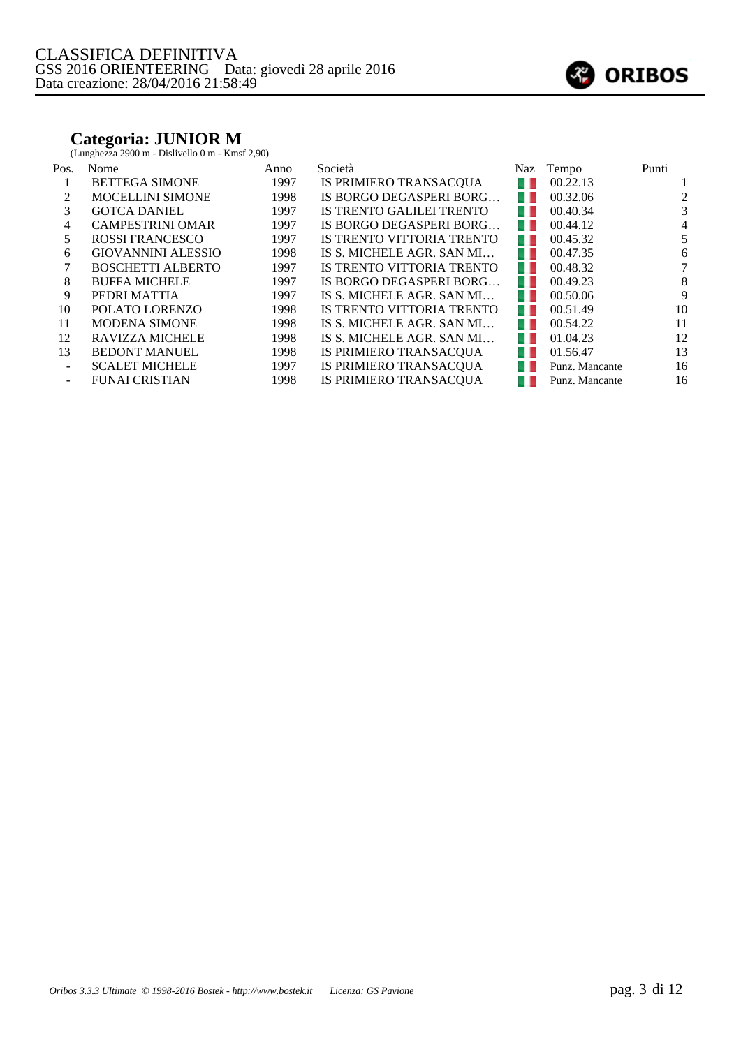CLASSIFICA DEFINITIVA
GSS 2016 ORIENTEERING Data: giovedì 28 aprile 2016
Data creazione: 28/04/2016 21:58:49

## Categoria: JUNIOR M

(Lunghezza 2900 m - Dislivello 0 m - Kmsf 2,90)

| Pos. | Nome | Anno | Società | Naz | Tempo | Punti |
|---|---|---|---|---|---|---|
| 1 | BETTEGA SIMONE | 1997 | IS PRIMIERO TRANSACQUA | | 00.22.13 | 1 |
| 2 | MOCELLINI SIMONE | 1998 | IS BORGO DEGASPERI BORG… | | 00.32.06 | 2 |
| 3 | GOTCA DANIEL | 1997 | IS TRENTO GALILEI TRENTO | | 00.40.34 | 3 |
| 4 | CAMPESTRINI OMAR | 1997 | IS BORGO DEGASPERI BORG… | | 00.44.12 | 4 |
| 5 | ROSSI FRANCESCO | 1997 | IS TRENTO VITTORIA TRENTO | | 00.45.32 | 5 |
| 6 | GIOVANNINI ALESSIO | 1998 | IS S. MICHELE AGR. SAN MI… | | 00.47.35 | 6 |
| 7 | BOSCHETTI ALBERTO | 1997 | IS TRENTO VITTORIA TRENTO | | 00.48.32 | 7 |
| 8 | BUFFA MICHELE | 1997 | IS BORGO DEGASPERI BORG… | | 00.49.23 | 8 |
| 9 | PEDRI MATTIA | 1997 | IS S. MICHELE AGR. SAN MI… | | 00.50.06 | 9 |
| 10 | POLATO LORENZO | 1998 | IS TRENTO VITTORIA TRENTO | | 00.51.49 | 10 |
| 11 | MODENA SIMONE | 1998 | IS S. MICHELE AGR. SAN MI… | | 00.54.22 | 11 |
| 12 | RAVIZZA MICHELE | 1998 | IS S. MICHELE AGR. SAN MI… | | 01.04.23 | 12 |
| 13 | BEDONT MANUEL | 1998 | IS PRIMIERO TRANSACQUA | | 01.56.47 | 13 |
| - | SCALET MICHELE | 1997 | IS PRIMIERO TRANSACQUA | | Punz. Mancante | 16 |
| - | FUNAI CRISTIAN | 1998 | IS PRIMIERO TRANSACQUA | | Punz. Mancante | 16 |

*Oribos 3.3.3 Ultimate © 1998-2016 Bostek - http://www.bostek.it Licenza: GS Pavione*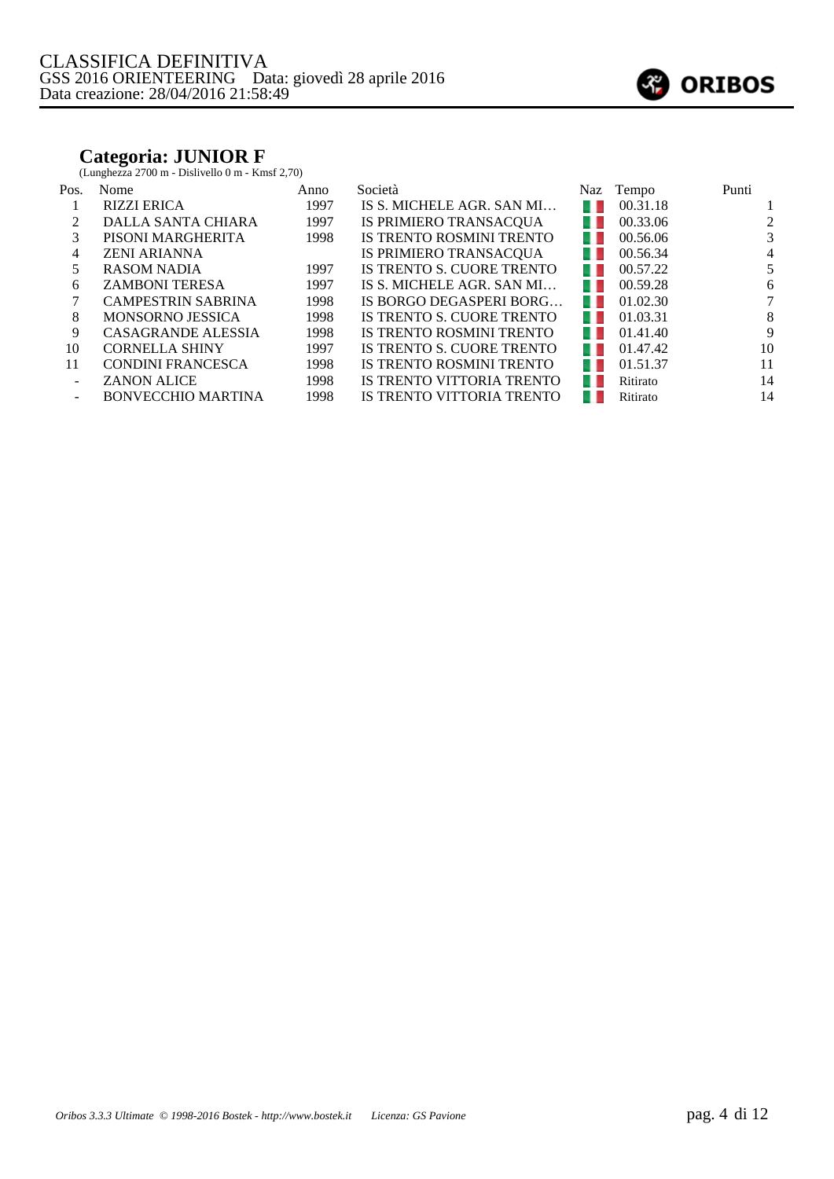CLASSIFICA DEFINITIVA
GSS 2016 ORIENTEERING    Data: giovedì 28 aprile 2016
Data creazione: 28/04/2016 21:58:49

ORIBOS

## Categoria: JUNIOR F

(Lunghezza 2700 m - Dislivello 0 m - Kmsf 2,70)

| Pos. | Nome | Anno | Società | Naz | Tempo | Punti |
|---|---|---|---|---|---|---|
| 1 | RIZZI ERICA | 1997 | IS S. MICHELE AGR. SAN MI… | | 00.31.18 | 1 |
| 2 | DALLA SANTA CHIARA | 1997 | IS PRIMIERO TRANSACQUA | | 00.33.06 | 2 |
| 3 | PISONI MARGHERITA | 1998 | IS TRENTO ROSMINI TRENTO | | 00.56.06 | 3 |
| 4 | ZENI ARIANNA | | IS PRIMIERO TRANSACQUA | | 00.56.34 | 4 |
| 5 | RASOM NADIA | 1997 | IS TRENTO S. CUORE TRENTO | | 00.57.22 | 5 |
| 6 | ZAMBONI TERESA | 1997 | IS S. MICHELE AGR. SAN MI… | | 00.59.28 | 6 |
| 7 | CAMPESTRIN SABRINA | 1998 | IS BORGO DEGASPERI BORG… | | 01.02.30 | 7 |
| 8 | MONSORNO JESSICA | 1998 | IS TRENTO S. CUORE TRENTO | | 01.03.31 | 8 |
| 9 | CASAGRANDE ALESSIA | 1998 | IS TRENTO ROSMINI TRENTO | | 01.41.40 | 9 |
| 10 | CORNELLA SHINY | 1997 | IS TRENTO S. CUORE TRENTO | | 01.47.42 | 10 |
| 11 | CONDINI FRANCESCA | 1998 | IS TRENTO ROSMINI TRENTO | | 01.51.37 | 11 |
| - | ZANON ALICE | 1998 | IS TRENTO VITTORIA TRENTO | | Ritirato | 14 |
| - | BONVECCHIO MARTINA | 1998 | IS TRENTO VITTORIA TRENTO | | Ritirato | 14 |

*Oribos 3.3.3 Ultimate © 1998-2016 Bostek - http://www.bostek.it    Licenza: GS Pavione*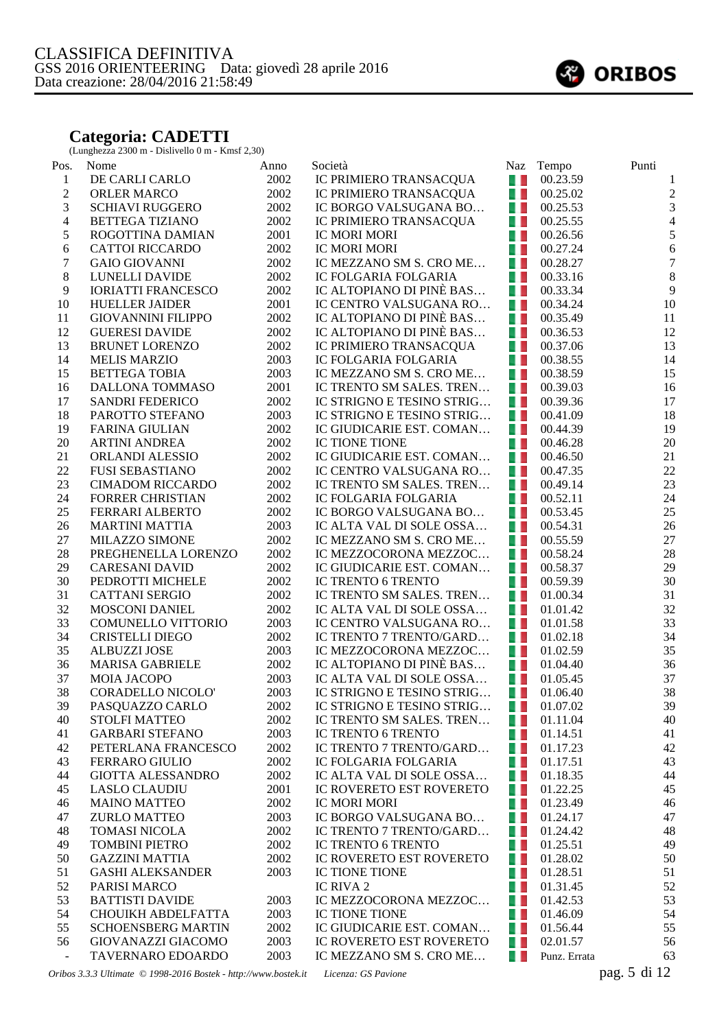# CLASSIFICA DEFINITIVA

GSS 2016 ORIENTEERING Data: giovedì 28 aprile 2016

Data creazione: 28/04/2016 21:58:49

## Categoria: CADETTI

(Lunghezza 2300 m - Dislivello 0 m - Kmsf 2,30)

| Pos. | Nome | Anno | Società | Naz | Tempo | Punti |
|---|---|---|---|---|---|---|
| 1 | DE CARLI CARLO | 2002 | IC PRIMIERO TRANSACQUA | | 00.23.59 | 1 |
| 2 | ORLER MARCO | 2002 | IC PRIMIERO TRANSACQUA | | 00.25.02 | 2 |
| 3 | SCHIAVI RUGGERO | 2002 | IC BORGO VALSUGANA BO… | | 00.25.53 | 3 |
| 4 | BETTEGA TIZIANO | 2002 | IC PRIMIERO TRANSACQUA | | 00.25.55 | 4 |
| 5 | ROGOTTINA DAMIAN | 2001 | IC MORI MORI | | 00.26.56 | 5 |
| 6 | CATTOI RICCARDO | 2002 | IC MORI MORI | | 00.27.24 | 6 |
| 7 | GAIO GIOVANNI | 2002 | IC MEZZANO SM S. CRO ME… | | 00.28.27 | 7 |
| 8 | LUNELLI DAVIDE | 2002 | IC FOLGARIA FOLGARIA | | 00.33.16 | 8 |
| 9 | IORIATTI FRANCESCO | 2002 | IC ALTOPIANO DI PINÈ BAS… | | 00.33.34 | 9 |
| 10 | HUELLER JAIDER | 2001 | IC CENTRO VALSUGANA RO… | | 00.34.24 | 10 |
| 11 | GIOVANNINI FILIPPO | 2002 | IC ALTOPIANO DI PINÈ BAS… | | 00.35.49 | 11 |
| 12 | GUERESI DAVIDE | 2002 | IC ALTOPIANO DI PINÈ BAS… | | 00.36.53 | 12 |
| 13 | BRUNET LORENZO | 2002 | IC PRIMIERO TRANSACQUA | | 00.37.06 | 13 |
| 14 | MELIS MARZIO | 2003 | IC FOLGARIA FOLGARIA | | 00.38.55 | 14 |
| 15 | BETTEGA TOBIA | 2003 | IC MEZZANO SM S. CRO ME… | | 00.38.59 | 15 |
| 16 | DALLONA TOMMASO | 2001 | IC TRENTO SM SALES. TREN… | | 00.39.03 | 16 |
| 17 | SANDRI FEDERICO | 2002 | IC STRIGNO E TESINO STRIG… | | 00.39.36 | 17 |
| 18 | PAROTTO STEFANO | 2003 | IC STRIGNO E TESINO STRIG… | | 00.41.09 | 18 |
| 19 | FARINA GIULIAN | 2002 | IC GIUDICARIE EST. COMAN… | | 00.44.39 | 19 |
| 20 | ARTINI ANDREA | 2002 | IC TIONE TIONE | | 00.46.28 | 20 |
| 21 | ORLANDI ALESSIO | 2002 | IC GIUDICARIE EST. COMAN… | | 00.46.50 | 21 |
| 22 | FUSI SEBASTIANO | 2002 | IC CENTRO VALSUGANA RO… | | 00.47.35 | 22 |
| 23 | CIMADOM RICCARDO | 2002 | IC TRENTO SM SALES. TREN… | | 00.49.14 | 23 |
| 24 | FORRER CHRISTIAN | 2002 | IC FOLGARIA FOLGARIA | | 00.52.11 | 24 |
| 25 | FERRARI ALBERTO | 2002 | IC BORGO VALSUGANA BO… | | 00.53.45 | 25 |
| 26 | MARTINI MATTIA | 2003 | IC ALTA VAL DI SOLE OSSA… | | 00.54.31 | 26 |
| 27 | MILAZZO SIMONE | 2002 | IC MEZZANO SM S. CRO ME… | | 00.55.59 | 27 |
| 28 | PREGHENELLA LORENZO | 2002 | IC MEZZOCORONA MEZZOC… | | 00.58.24 | 28 |
| 29 | CARESANI DAVID | 2002 | IC GIUDICARIE EST. COMAN… | | 00.58.37 | 29 |
| 30 | PEDROTTI MICHELE | 2002 | IC TRENTO 6 TRENTO | | 00.59.39 | 30 |
| 31 | CATTANI SERGIO | 2002 | IC TRENTO SM SALES. TREN… | | 01.00.34 | 31 |
| 32 | MOSCONI DANIEL | 2002 | IC ALTA VAL DI SOLE OSSA… | | 01.01.42 | 32 |
| 33 | COMUNELLO VITTORIO | 2003 | IC CENTRO VALSUGANA RO… | | 01.01.58 | 33 |
| 34 | CRISTELLI DIEGO | 2002 | IC TRENTO 7 TRENTO/GARD… | | 01.02.18 | 34 |
| 35 | ALBUZZI JOSE | 2003 | IC MEZZOCORONA MEZZOC… | | 01.02.59 | 35 |
| 36 | MARISA GABRIELE | 2002 | IC ALTOPIANO DI PINÈ BAS… | | 01.04.40 | 36 |
| 37 | MOIA JACOPO | 2003 | IC ALTA VAL DI SOLE OSSA… | | 01.05.45 | 37 |
| 38 | CORADELLO NICOLO' | 2003 | IC STRIGNO E TESINO STRIG… | | 01.06.40 | 38 |
| 39 | PASQUAZZO CARLO | 2002 | IC STRIGNO E TESINO STRIG… | | 01.07.02 | 39 |
| 40 | STOLFI MATTEO | 2002 | IC TRENTO SM SALES. TREN… | | 01.11.04 | 40 |
| 41 | GARBARI STEFANO | 2003 | IC TRENTO 6 TRENTO | | 01.14.51 | 41 |
| 42 | PETERLANA FRANCESCO | 2002 | IC TRENTO 7 TRENTO/GARD… | | 01.17.23 | 42 |
| 43 | FERRARO GIULIO | 2002 | IC FOLGARIA FOLGARIA | | 01.17.51 | 43 |
| 44 | GIOTTA ALESSANDRO | 2002 | IC ALTA VAL DI SOLE OSSA… | | 01.18.35 | 44 |
| 45 | LASLO CLAUDIU | 2001 | IC ROVERETO EST ROVERETO | | 01.22.25 | 45 |
| 46 | MAINO MATTEO | 2002 | IC MORI MORI | | 01.23.49 | 46 |
| 47 | ZURLO MATTEO | 2003 | IC BORGO VALSUGANA BO… | | 01.24.17 | 47 |
| 48 | TOMASI NICOLA | 2002 | IC TRENTO 7 TRENTO/GARD… | | 01.24.42 | 48 |
| 49 | TOMBINI PIETRO | 2002 | IC TRENTO 6 TRENTO | | 01.25.51 | 49 |
| 50 | GAZZINI MATTIA | 2002 | IC ROVERETO EST ROVERETO | | 01.28.02 | 50 |
| 51 | GASHI ALEKSANDER | 2003 | IC TIONE TIONE | | 01.28.51 | 51 |
| 52 | PARISI MARCO | | IC RIVA 2 | | 01.31.45 | 52 |
| 53 | BATTISTI DAVIDE | 2003 | IC MEZZOCORONA MEZZOC… | | 01.42.53 | 53 |
| 54 | CHOUIKH ABDELFATTA | 2003 | IC TIONE TIONE | | 01.46.09 | 54 |
| 55 | SCHOENSBERG MARTIN | 2002 | IC GIUDICARIE EST. COMAN… | | 01.56.44 | 55 |
| 56 | GIOVANAZZI GIACOMO | 2003 | IC ROVERETO EST ROVERETO | | 02.01.57 | 56 |
| - | TAVERNARO EDOARDO | 2003 | IC MEZZANO SM S. CRO ME… | | Punz. Errata | 63 |

*Oribos 3.3.3 Ultimate © 1998-2016 Bostek - http://www.bostek.it* *Licenza: GS Pavione*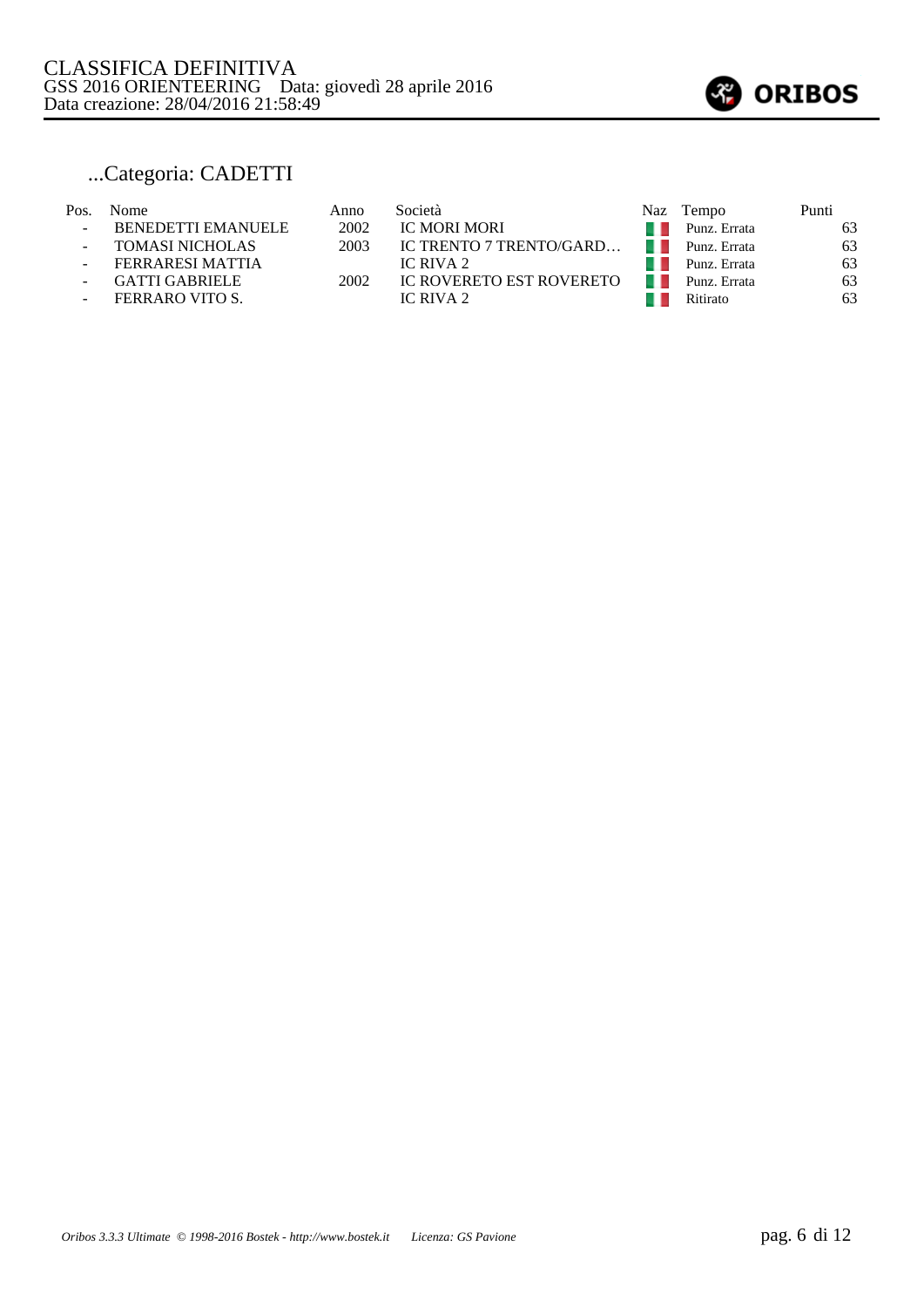CLASSIFICA DEFINITIVA
GSS 2016 ORIENTEERING Data: giovedì 28 aprile 2016
Data creazione: 28/04/2016 21:58:49

## ...Categoria: CADETTI

| Pos. | Nome | Anno | Società | Naz | Tempo | Punti |
|---|---|---|---|---|---|---|
| - | BENEDETTI EMANUELE | 2002 | IC MORI MORI | | Punz. Errata | 63 |
| - | TOMASI NICHOLAS | 2003 | IC TRENTO 7 TRENTO/GARD… | | Punz. Errata | 63 |
| - | FERRARESI MATTIA | | IC RIVA 2 | | Punz. Errata | 63 |
| - | GATTI GABRIELE | 2002 | IC ROVERETO EST ROVERETO | | Punz. Errata | 63 |
| - | FERRARO VITO S. | | IC RIVA 2 | | Ritirato | 63 |

*Oribos 3.3.3 Ultimate © 1998-2016 Bostek - http://www.bostek.it Licenza: GS Pavione*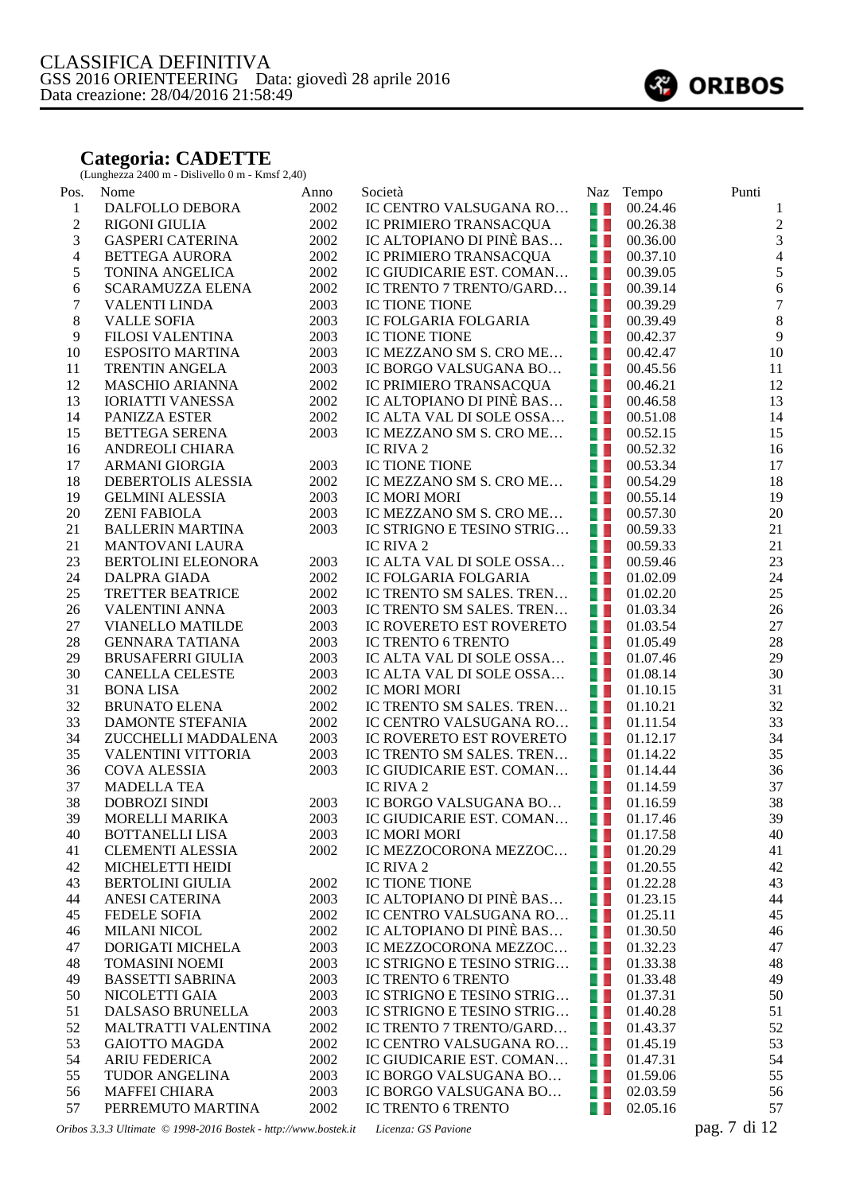CLASSIFICA DEFINITIVA
GSS 2016 ORIENTEERING Data: giovedì 28 aprile 2016
Data creazione: 28/04/2016 21:58:49

ORIBOS

## Categoria: CADETTE

(Lunghezza 2400 m - Dislivello 0 m - Kmsf 2,40)

| Pos. | Nome | Anno | Società | Naz | Tempo | Punti |
|---|---|---|---|---|---|---|
| 1 | DALFOLLO DEBORA | 2002 | IC CENTRO VALSUGANA RO… | | 00.24.46 | 1 |
| 2 | RIGONI GIULIA | 2002 | IC PRIMIERO TRANSACQUA | | 00.26.38 | 2 |
| 3 | GASPERI CATERINA | 2002 | IC ALTOPIANO DI PINÈ BAS… | | 00.36.00 | 3 |
| 4 | BETTEGA AURORA | 2002 | IC PRIMIERO TRANSACQUA | | 00.37.10 | 4 |
| 5 | TONINA ANGELICA | 2002 | IC GIUDICARIE EST. COMAN… | | 00.39.05 | 5 |
| 6 | SCARAMUZZA ELENA | 2002 | IC TRENTO 7 TRENTO/GARD… | | 00.39.14 | 6 |
| 7 | VALENTI LINDA | 2003 | IC TIONE TIONE | | 00.39.29 | 7 |
| 8 | VALLE SOFIA | 2003 | IC FOLGARIA FOLGARIA | | 00.39.49 | 8 |
| 9 | FILOSI VALENTINA | 2003 | IC TIONE TIONE | | 00.42.37 | 9 |
| 10 | ESPOSITO MARTINA | 2003 | IC MEZZANO SM S. CRO ME… | | 00.42.47 | 10 |
| 11 | TRENTIN ANGELA | 2003 | IC BORGO VALSUGANA BO… | | 00.45.56 | 11 |
| 12 | MASCHIO ARIANNA | 2002 | IC PRIMIERO TRANSACQUA | | 00.46.21 | 12 |
| 13 | IORIATTI VANESSA | 2002 | IC ALTOPIANO DI PINÈ BAS… | | 00.46.58 | 13 |
| 14 | PANIZZA ESTER | 2002 | IC ALTA VAL DI SOLE OSSA… | | 00.51.08 | 14 |
| 15 | BETTEGA SERENA | 2003 | IC MEZZANO SM S. CRO ME… | | 00.52.15 | 15 |
| 16 | ANDREOLI CHIARA | | IC RIVA 2 | | 00.52.32 | 16 |
| 17 | ARMANI GIORGIA | 2003 | IC TIONE TIONE | | 00.53.34 | 17 |
| 18 | DEBERTOLIS ALESSIA | 2002 | IC MEZZANO SM S. CRO ME… | | 00.54.29 | 18 |
| 19 | GELMINI ALESSIA | 2003 | IC MORI MORI | | 00.55.14 | 19 |
| 20 | ZENI FABIOLA | 2003 | IC MEZZANO SM S. CRO ME… | | 00.57.30 | 20 |
| 21 | BALLERIN MARTINA | 2003 | IC STRIGNO E TESINO STRIG… | | 00.59.33 | 21 |
| 21 | MANTOVANI LAURA | | IC RIVA 2 | | 00.59.33 | 21 |
| 23 | BERTOLINI ELEONORA | 2003 | IC ALTA VAL DI SOLE OSSA… | | 00.59.46 | 23 |
| 24 | DALPRA GIADA | 2002 | IC FOLGARIA FOLGARIA | | 01.02.09 | 24 |
| 25 | TRETTER BEATRICE | 2002 | IC TRENTO SM SALES. TREN… | | 01.02.20 | 25 |
| 26 | VALENTINI ANNA | 2003 | IC TRENTO SM SALES. TREN… | | 01.03.34 | 26 |
| 27 | VIANELLO MATILDE | 2003 | IC ROVERETO EST ROVERETO | | 01.03.54 | 27 |
| 28 | GENNARA TATIANA | 2003 | IC TRENTO 6 TRENTO | | 01.05.49 | 28 |
| 29 | BRUSAFERRI GIULIA | 2003 | IC ALTA VAL DI SOLE OSSA… | | 01.07.46 | 29 |
| 30 | CANELLA CELESTE | 2003 | IC ALTA VAL DI SOLE OSSA… | | 01.08.14 | 30 |
| 31 | BONA LISA | 2002 | IC MORI MORI | | 01.10.15 | 31 |
| 32 | BRUNATO ELENA | 2002 | IC TRENTO SM SALES. TREN… | | 01.10.21 | 32 |
| 33 | DAMONTE STEFANIA | 2002 | IC CENTRO VALSUGANA RO… | | 01.11.54 | 33 |
| 34 | ZUCCHELLI MADDALENA | 2003 | IC ROVERETO EST ROVERETO | | 01.12.17 | 34 |
| 35 | VALENTINI VITTORIA | 2003 | IC TRENTO SM SALES. TREN… | | 01.14.22 | 35 |
| 36 | COVA ALESSIA | 2003 | IC GIUDICARIE EST. COMAN… | | 01.14.44 | 36 |
| 37 | MADELLA TEA | | IC RIVA 2 | | 01.14.59 | 37 |
| 38 | DOBROZI SINDI | 2003 | IC BORGO VALSUGANA BO… | | 01.16.59 | 38 |
| 39 | MORELLI MARIKA | 2003 | IC GIUDICARIE EST. COMAN… | | 01.17.46 | 39 |
| 40 | BOTTANELLI LISA | 2003 | IC MORI MORI | | 01.17.58 | 40 |
| 41 | CLEMENTI ALESSIA | 2002 | IC MEZZOCORONA MEZZOC… | | 01.20.29 | 41 |
| 42 | MICHELETTI HEIDI | | IC RIVA 2 | | 01.20.55 | 42 |
| 43 | BERTOLINI GIULIA | 2002 | IC TIONE TIONE | | 01.22.28 | 43 |
| 44 | ANESI CATERINA | 2003 | IC ALTOPIANO DI PINÈ BAS… | | 01.23.15 | 44 |
| 45 | FEDELE SOFIA | 2002 | IC CENTRO VALSUGANA RO… | | 01.25.11 | 45 |
| 46 | MILANI NICOL | 2002 | IC ALTOPIANO DI PINÈ BAS… | | 01.30.50 | 46 |
| 47 | DORIGATI MICHELA | 2003 | IC MEZZOCORONA MEZZOC… | | 01.32.23 | 47 |
| 48 | TOMASINI NOEMI | 2003 | IC STRIGNO E TESINO STRIG… | | 01.33.38 | 48 |
| 49 | BASSETTI SABRINA | 2003 | IC TRENTO 6 TRENTO | | 01.33.48 | 49 |
| 50 | NICOLETTI GAIA | 2003 | IC STRIGNO E TESINO STRIG… | | 01.37.31 | 50 |
| 51 | DALSASO BRUNELLA | 2003 | IC STRIGNO E TESINO STRIG… | | 01.40.28 | 51 |
| 52 | MALTRATTI VALENTINA | 2002 | IC TRENTO 7 TRENTO/GARD… | | 01.43.37 | 52 |
| 53 | GAIOTTO MAGDA | 2002 | IC CENTRO VALSUGANA RO… | | 01.45.19 | 53 |
| 54 | ARIU FEDERICA | 2002 | IC GIUDICARIE EST. COMAN… | | 01.47.31 | 54 |
| 55 | TUDOR ANGELINA | 2003 | IC BORGO VALSUGANA BO… | | 01.59.06 | 55 |
| 56 | MAFFEI CHIARA | 2003 | IC BORGO VALSUGANA BO… | | 02.03.59 | 56 |
| 57 | PERREMUTO MARTINA | 2002 | IC TRENTO 6 TRENTO | | 02.05.16 | 57 |

*Oribos 3.3.3 Ultimate © 1998-2016 Bostek - http://www.bostek.it* *Licenza: GS Pavione*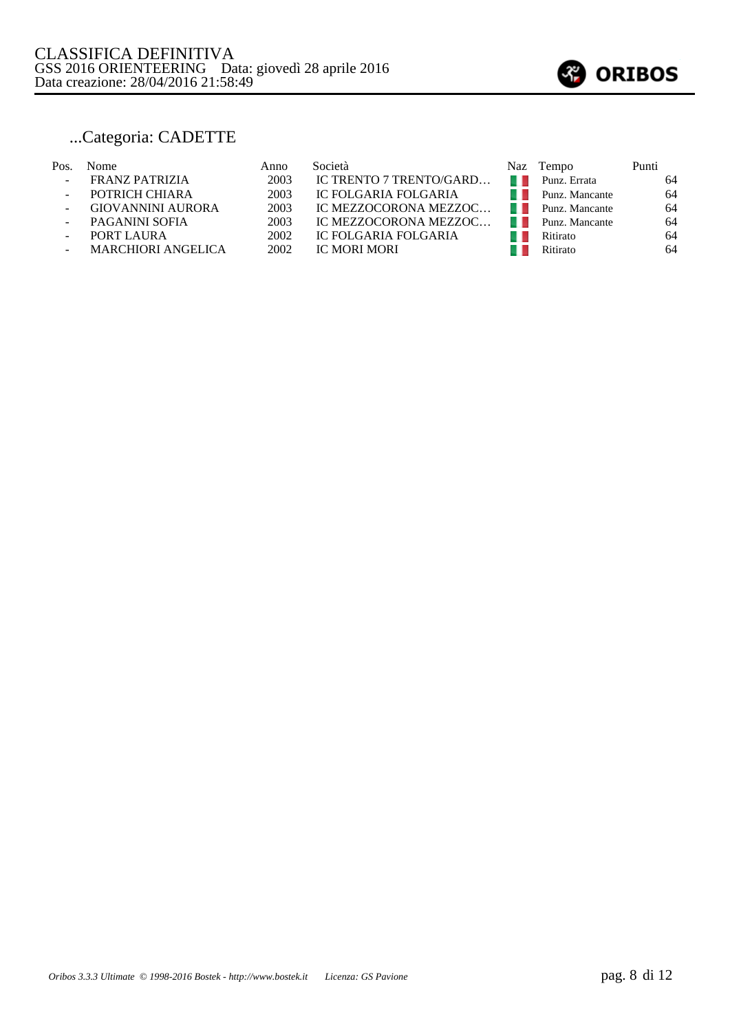CLASSIFICA DEFINITIVA
GSS 2016 ORIENTEERING Data: giovedì 28 aprile 2016
Data creazione: 28/04/2016 21:58:49

## ...Categoria: CADETTE

| Pos. | Nome | Anno | Società | Naz | Tempo | Punti |
|---|---|---|---|---|---|---|
| - | FRANZ PATRIZIA | 2003 | IC TRENTO 7 TRENTO/GARD… | | Punz. Errata | 64 |
| - | POTRICH CHIARA | 2003 | IC FOLGARIA FOLGARIA | | Punz. Mancante | 64 |
| - | GIOVANNINI AURORA | 2003 | IC MEZZOCORONA MEZZOC… | | Punz. Mancante | 64 |
| - | PAGANINI SOFIA | 2003 | IC MEZZOCORONA MEZZOC… | | Punz. Mancante | 64 |
| - | PORT LAURA | 2002 | IC FOLGARIA FOLGARIA | | Ritirato | 64 |
| - | MARCHIORI ANGELICA | 2002 | IC MORI MORI | | Ritirato | 64 |

*Oribos 3.3.3 Ultimate © 1998-2016 Bostek - http://www.bostek.it Licenza: GS Pavione*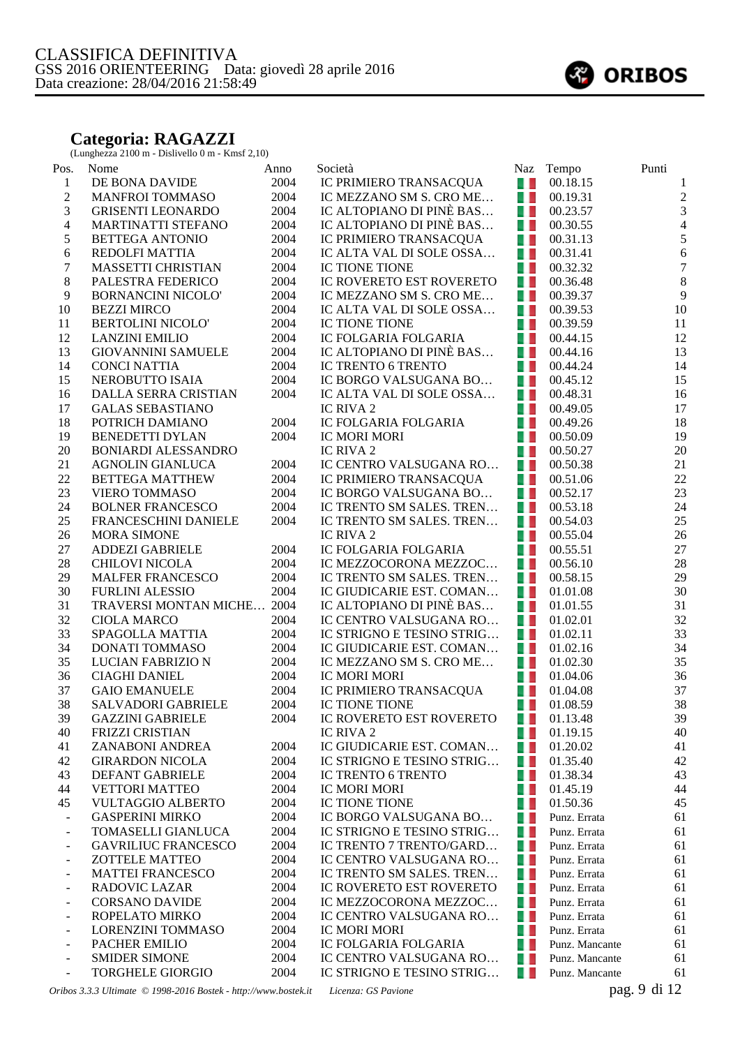# CLASSIFICA DEFINITIVA

GSS 2016 ORIENTEERING Data: giovedì 28 aprile 2016
Data creazione: 28/04/2016 21:58:49

## Categoria: RAGAZZI

(Lunghezza 2100 m - Dislivello 0 m - Kmsf 2,10)

| Pos. | Nome | Anno | Società | Naz | Tempo | Punti |
|---|---|---|---|---|---|---|
| 1 | DE BONA DAVIDE | 2004 | IC PRIMIERO TRANSACQUA | | 00.18.15 | 1 |
| 2 | MANFROI TOMMASO | 2004 | IC MEZZANO SM S. CRO ME… | | 00.19.31 | 2 |
| 3 | GRISENTI LEONARDO | 2004 | IC ALTOPIANO DI PINÈ BAS… | | 00.23.57 | 3 |
| 4 | MARTINATTI STEFANO | 2004 | IC ALTOPIANO DI PINÈ BAS… | | 00.30.55 | 4 |
| 5 | BETTEGA ANTONIO | 2004 | IC PRIMIERO TRANSACQUA | | 00.31.13 | 5 |
| 6 | REDOLFI MATTIA | 2004 | IC ALTA VAL DI SOLE OSSA… | | 00.31.41 | 6 |
| 7 | MASSETTI CHRISTIAN | 2004 | IC TIONE TIONE | | 00.32.32 | 7 |
| 8 | PALESTRA FEDERICO | 2004 | IC ROVERETO EST ROVERETO | | 00.36.48 | 8 |
| 9 | BORNANCINI NICOLO' | 2004 | IC MEZZANO SM S. CRO ME… | | 00.39.37 | 9 |
| 10 | BEZZI MIRCO | 2004 | IC ALTA VAL DI SOLE OSSA… | | 00.39.53 | 10 |
| 11 | BERTOLINI NICOLO' | 2004 | IC TIONE TIONE | | 00.39.59 | 11 |
| 12 | LANZINI EMILIO | 2004 | IC FOLGARIA FOLGARIA | | 00.44.15 | 12 |
| 13 | GIOVANNINI SAMUELE | 2004 | IC ALTOPIANO DI PINÈ BAS… | | 00.44.16 | 13 |
| 14 | CONCI NATTIA | 2004 | IC TRENTO 6 TRENTO | | 00.44.24 | 14 |
| 15 | NEROBUTTO ISAIA | 2004 | IC BORGO VALSUGANA BO… | | 00.45.12 | 15 |
| 16 | DALLA SERRA CRISTIAN | 2004 | IC ALTA VAL DI SOLE OSSA… | | 00.48.31 | 16 |
| 17 | GALAS SEBASTIANO | | IC RIVA 2 | | 00.49.05 | 17 |
| 18 | POTRICH DAMIANO | 2004 | IC FOLGARIA FOLGARIA | | 00.49.26 | 18 |
| 19 | BENEDETTI DYLAN | 2004 | IC MORI MORI | | 00.50.09 | 19 |
| 20 | BONIARDI ALESSANDRO | | IC RIVA 2 | | 00.50.27 | 20 |
| 21 | AGNOLIN GIANLUCA | 2004 | IC CENTRO VALSUGANA RO… | | 00.50.38 | 21 |
| 22 | BETTEGA MATTHEW | 2004 | IC PRIMIERO TRANSACQUA | | 00.51.06 | 22 |
| 23 | VIERO TOMMASO | 2004 | IC BORGO VALSUGANA BO… | | 00.52.17 | 23 |
| 24 | BOLNER FRANCESCO | 2004 | IC TRENTO SM SALES. TREN… | | 00.53.18 | 24 |
| 25 | FRANCESCHINI DANIELE | 2004 | IC TRENTO SM SALES. TREN… | | 00.54.03 | 25 |
| 26 | MORA SIMONE | | IC RIVA 2 | | 00.55.04 | 26 |
| 27 | ADDEZI GABRIELE | 2004 | IC FOLGARIA FOLGARIA | | 00.55.51 | 27 |
| 28 | CHILOVI NICOLA | 2004 | IC MEZZOCORONA MEZZOC… | | 00.56.10 | 28 |
| 29 | MALFER FRANCESCO | 2004 | IC TRENTO SM SALES. TREN… | | 00.58.15 | 29 |
| 30 | FURLINI ALESSIO | 2004 | IC GIUDICARIE EST. COMAN… | | 01.01.08 | 30 |
| 31 | TRAVERSI MONTAN MICHE… | 2004 | IC ALTOPIANO DI PINÈ BAS… | | 01.01.55 | 31 |
| 32 | CIOLA MARCO | 2004 | IC CENTRO VALSUGANA RO… | | 01.02.01 | 32 |
| 33 | SPAGOLLA MATTIA | 2004 | IC STRIGNO E TESINO STRIG… | | 01.02.11 | 33 |
| 34 | DONATI TOMMASO | 2004 | IC GIUDICARIE EST. COMAN… | | 01.02.16 | 34 |
| 35 | LUCIAN FABRIZIO N | 2004 | IC MEZZANO SM S. CRO ME… | | 01.02.30 | 35 |
| 36 | CIAGHI DANIEL | 2004 | IC MORI MORI | | 01.04.06 | 36 |
| 37 | GAIO EMANUELE | 2004 | IC PRIMIERO TRANSACQUA | | 01.04.08 | 37 |
| 38 | SALVADORI GABRIELE | 2004 | IC TIONE TIONE | | 01.08.59 | 38 |
| 39 | GAZZINI GABRIELE | 2004 | IC ROVERETO EST ROVERETO | | 01.13.48 | 39 |
| 40 | FRIZZI CRISTIAN | | IC RIVA 2 | | 01.19.15 | 40 |
| 41 | ZANABONI ANDREA | 2004 | IC GIUDICARIE EST. COMAN… | | 01.20.02 | 41 |
| 42 | GIRARDON NICOLA | 2004 | IC STRIGNO E TESINO STRIG… | | 01.35.40 | 42 |
| 43 | DEFANT GABRIELE | 2004 | IC TRENTO 6 TRENTO | | 01.38.34 | 43 |
| 44 | VETTORI MATTEO | 2004 | IC MORI MORI | | 01.45.19 | 44 |
| 45 | VULTAGGIO ALBERTO | 2004 | IC TIONE TIONE | | 01.50.36 | 45 |
| - | GASPERINI MIRKO | 2004 | IC BORGO VALSUGANA BO… | | Punz. Errata | 61 |
| - | TOMASELLI GIANLUCA | 2004 | IC STRIGNO E TESINO STRIG… | | Punz. Errata | 61 |
| - | GAVRILIUC FRANCESCO | 2004 | IC TRENTO 7 TRENTO/GARD… | | Punz. Errata | 61 |
| - | ZOTTELE MATTEO | 2004 | IC CENTRO VALSUGANA RO… | | Punz. Errata | 61 |
| - | MATTEI FRANCESCO | 2004 | IC TRENTO SM SALES. TREN… | | Punz. Errata | 61 |
| - | RADOVIC LAZAR | 2004 | IC ROVERETO EST ROVERETO | | Punz. Errata | 61 |
| - | CORSANO DAVIDE | 2004 | IC MEZZOCORONA MEZZOC… | | Punz. Errata | 61 |
| - | ROPELATO MIRKO | 2004 | IC CENTRO VALSUGANA RO… | | Punz. Errata | 61 |
| - | LORENZINI TOMMASO | 2004 | IC MORI MORI | | Punz. Errata | 61 |
| - | PACHER EMILIO | 2004 | IC FOLGARIA FOLGARIA | | Punz. Mancante | 61 |
| - | SMIDER SIMONE | 2004 | IC CENTRO VALSUGANA RO… | | Punz. Mancante | 61 |
| - | TORGHELE GIORGIO | 2004 | IC STRIGNO E TESINO STRIG… | | Punz. Mancante | 61 |

*Oribos 3.3.3 Ultimate © 1998-2016 Bostek - http://www.bostek.it* *Licenza: GS Pavione*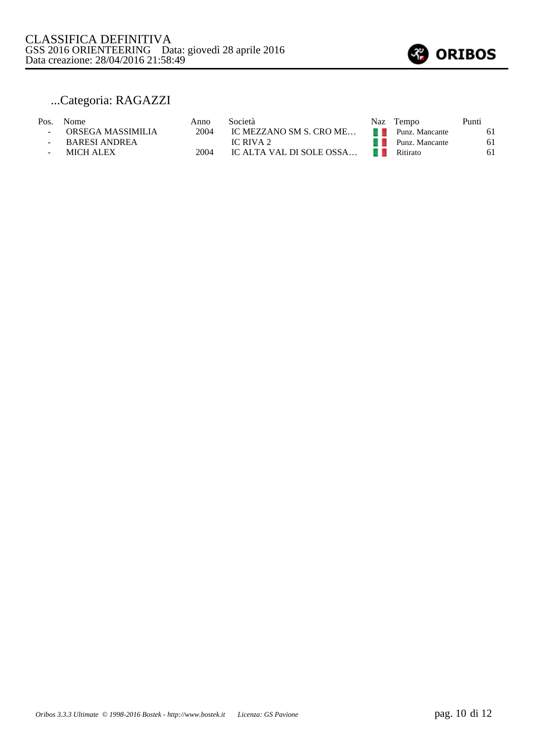CLASSIFICA DEFINITIVA
GSS 2016 ORIENTEERING Data: giovedì 28 aprile 2016
Data creazione: 28/04/2016 21:58:49

## ...Categoria: RAGAZZI

| Pos. | Nome | Anno | Società | Naz | Tempo | Punti |
|---|---|---|---|---|---|---|
| - | ORSEGA MASSIMILIA | 2004 | IC MEZZANO SM S. CRO ME… | | Punz. Mancante | 61 |
| - | BARESI ANDREA | | IC RIVA 2 | | Punz. Mancante | 61 |
| - | MICH ALEX | 2004 | IC ALTA VAL DI SOLE OSSA… | | Ritirato | 61 |

*Oribos 3.3.3 Ultimate © 1998-2016 Bostek - http://www.bostek.it Licenza: GS Pavione*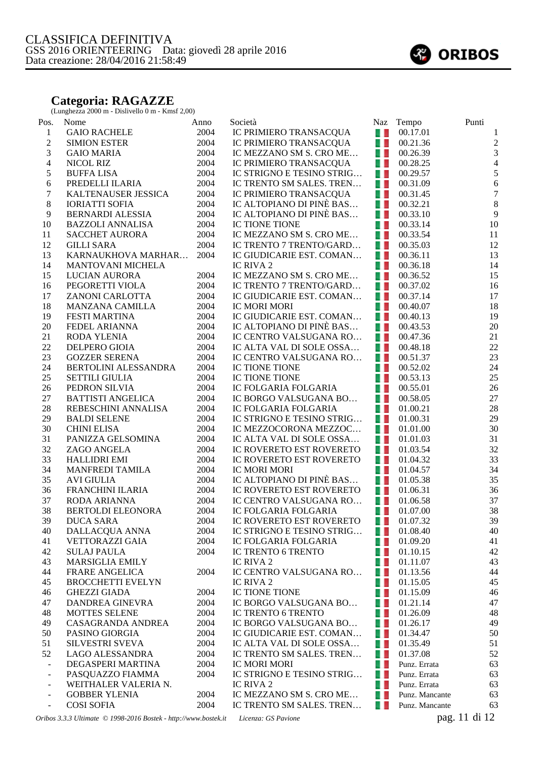CLASSIFICA DEFINITIVA
GSS 2016 ORIENTEERING    Data: giovedì 28 aprile 2016
Data creazione: 28/04/2016 21:58:49

ORIBOS

## Categoria: RAGAZZE

(Lunghezza 2000 m - Dislivello 0 m - Kmsf 2,00)

| Pos. | Nome | Anno | Società | Naz | Tempo | Punti |
|---|---|---|---|---|---|---|
| 1 | GAIO RACHELE | 2004 | IC PRIMIERO TRANSACQUA | | 00.17.01 | 1 |
| 2 | SIMION ESTER | 2004 | IC PRIMIERO TRANSACQUA | | 00.21.36 | 2 |
| 3 | GAIO MARIA | 2004 | IC MEZZANO SM S. CRO ME… | | 00.26.39 | 3 |
| 4 | NICOL RIZ | 2004 | IC PRIMIERO TRANSACQUA | | 00.28.25 | 4 |
| 5 | BUFFA LISA | 2004 | IC STRIGNO E TESINO STRIG… | | 00.29.57 | 5 |
| 6 | PREDELLI ILARIA | 2004 | IC TRENTO SM SALES. TREN… | | 00.31.09 | 6 |
| 7 | KALTENAUSER JESSICA | 2004 | IC PRIMIERO TRANSACQUA | | 00.31.45 | 7 |
| 8 | IORIATTI SOFIA | 2004 | IC ALTOPIANO DI PINÈ BAS… | | 00.32.21 | 8 |
| 9 | BERNARDI ALESSIA | 2004 | IC ALTOPIANO DI PINÈ BAS… | | 00.33.10 | 9 |
| 10 | BAZZOLI ANNALISA | 2004 | IC TIONE TIONE | | 00.33.14 | 10 |
| 11 | SACCHET AURORA | 2004 | IC MEZZANO SM S. CRO ME… | | 00.33.54 | 11 |
| 12 | GILLI SARA | 2004 | IC TRENTO 7 TRENTO/GARD… | | 00.35.03 | 12 |
| 13 | KARNAUKHOVA MARHAR… | 2004 | IC GIUDICARIE EST. COMAN… | | 00.36.11 | 13 |
| 14 | MANTOVANI MICHELA | | IC RIVA 2 | | 00.36.18 | 14 |
| 15 | LUCIAN AURORA | 2004 | IC MEZZANO SM S. CRO ME… | | 00.36.52 | 15 |
| 16 | PEGORETTI VIOLA | 2004 | IC TRENTO 7 TRENTO/GARD… | | 00.37.02 | 16 |
| 17 | ZANONI CARLOTTA | 2004 | IC GIUDICARIE EST. COMAN… | | 00.37.14 | 17 |
| 18 | MANZANA CAMILLA | 2004 | IC MORI MORI | | 00.40.07 | 18 |
| 19 | FESTI MARTINA | 2004 | IC GIUDICARIE EST. COMAN… | | 00.40.13 | 19 |
| 20 | FEDEL ARIANNA | 2004 | IC ALTOPIANO DI PINÈ BAS… | | 00.43.53 | 20 |
| 21 | RODA YLENIA | 2004 | IC CENTRO VALSUGANA RO… | | 00.47.36 | 21 |
| 22 | DELPERO GIOIA | 2004 | IC ALTA VAL DI SOLE OSSA… | | 00.48.18 | 22 |
| 23 | GOZZER SERENA | 2004 | IC CENTRO VALSUGANA RO… | | 00.51.37 | 23 |
| 24 | BERTOLINI ALESSANDRA | 2004 | IC TIONE TIONE | | 00.52.02 | 24 |
| 25 | SETTILI GIULIA | 2004 | IC TIONE TIONE | | 00.53.13 | 25 |
| 26 | PEDRON SILVIA | 2004 | IC FOLGARIA FOLGARIA | | 00.55.01 | 26 |
| 27 | BATTISTI ANGELICA | 2004 | IC BORGO VALSUGANA BO… | | 00.58.05 | 27 |
| 28 | REBESCHINI ANNALISA | 2004 | IC FOLGARIA FOLGARIA | | 01.00.21 | 28 |
| 29 | BALDI SELENE | 2004 | IC STRIGNO E TESINO STRIG… | | 01.00.31 | 29 |
| 30 | CHINI ELISA | 2004 | IC MEZZOCORONA MEZZOC… | | 01.01.00 | 30 |
| 31 | PANIZZA GELSOMINA | 2004 | IC ALTA VAL DI SOLE OSSA… | | 01.01.03 | 31 |
| 32 | ZAGO ANGELA | 2004 | IC ROVERETO EST ROVERETO | | 01.03.54 | 32 |
| 33 | HALLIDRI EMI | 2004 | IC ROVERETO EST ROVERETO | | 01.04.32 | 33 |
| 34 | MANFREDI TAMILA | 2004 | IC MORI MORI | | 01.04.57 | 34 |
| 35 | AVI GIULIA | 2004 | IC ALTOPIANO DI PINÈ BAS… | | 01.05.38 | 35 |
| 36 | FRANCHINI ILARIA | 2004 | IC ROVERETO EST ROVERETO | | 01.06.31 | 36 |
| 37 | RODA ARIANNA | 2004 | IC CENTRO VALSUGANA RO… | | 01.06.58 | 37 |
| 38 | BERTOLDI ELEONORA | 2004 | IC FOLGARIA FOLGARIA | | 01.07.00 | 38 |
| 39 | DUCA SARA | 2004 | IC ROVERETO EST ROVERETO | | 01.07.32 | 39 |
| 40 | DALLACQUA ANNA | 2004 | IC STRIGNO E TESINO STRIG… | | 01.08.40 | 40 |
| 41 | VETTORAZZI GAIA | 2004 | IC FOLGARIA FOLGARIA | | 01.09.20 | 41 |
| 42 | SULAJ PAULA | 2004 | IC TRENTO 6 TRENTO | | 01.10.15 | 42 |
| 43 | MARSIGLIA EMILY | | IC RIVA 2 | | 01.11.07 | 43 |
| 44 | FRARE ANGELICA | 2004 | IC CENTRO VALSUGANA RO… | | 01.13.56 | 44 |
| 45 | BROCCHETTI EVELYN | | IC RIVA 2 | | 01.15.05 | 45 |
| 46 | GHEZZI GIADA | 2004 | IC TIONE TIONE | | 01.15.09 | 46 |
| 47 | DANDREA GINEVRA | 2004 | IC BORGO VALSUGANA BO… | | 01.21.14 | 47 |
| 48 | MOTTES SELENE | 2004 | IC TRENTO 6 TRENTO | | 01.26.09 | 48 |
| 49 | CASAGRANDA ANDREA | 2004 | IC BORGO VALSUGANA BO… | | 01.26.17 | 49 |
| 50 | PASINO GIORGIA | 2004 | IC GIUDICARIE EST. COMAN… | | 01.34.47 | 50 |
| 51 | SILVESTRI SVEVA | 2004 | IC ALTA VAL DI SOLE OSSA… | | 01.35.49 | 51 |
| 52 | LAGO ALESSANDRA | 2004 | IC TRENTO SM SALES. TREN… | | 01.37.08 | 52 |
| - | DEGASPERI MARTINA | 2004 | IC MORI MORI | | Punz. Errata | 63 |
| - | PASQUAZZO FIAMMA | 2004 | IC STRIGNO E TESINO STRIG… | | Punz. Errata | 63 |
| - | WEITHALER VALERIA N. | | IC RIVA 2 | | Punz. Errata | 63 |
| - | GOBBER YLENIA | 2004 | IC MEZZANO SM S. CRO ME… | | Punz. Mancante | 63 |
| - | COSI SOFIA | 2004 | IC TRENTO SM SALES. TREN… | | Punz. Mancante | 63 |

*Oribos 3.3.3 Ultimate © 1998-2016 Bostek - http://www.bostek.it*    *Licenza: GS Pavione*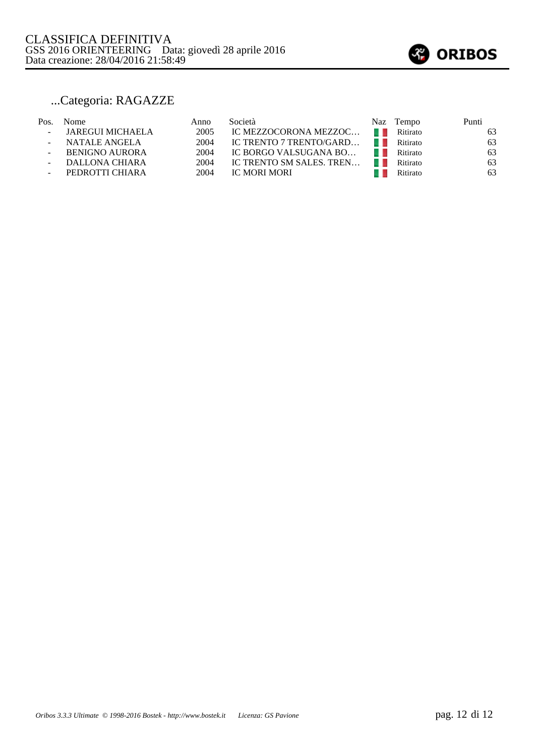# CLASSIFICA DEFINITIVA

GSS 2016 ORIENTEERING Data: giovedì 28 aprile 2016
Data creazione: 28/04/2016 21:58:49

## ...Categoria: RAGAZZE

| Pos. | Nome | Anno | Società | Naz | Tempo | Punti |
|---|---|---|---|---|---|---|
| - | JAREGUI MICHAELA | 2005 | IC MEZZOCORONA MEZZOC… | | Ritirato | 63 |
| - | NATALE ANGELA | 2004 | IC TRENTO 7 TRENTO/GARD… | | Ritirato | 63 |
| - | BENIGNO AURORA | 2004 | IC BORGO VALSUGANA BO… | | Ritirato | 63 |
| - | DALLONA CHIARA | 2004 | IC TRENTO SM SALES. TREN… | | Ritirato | 63 |
| - | PEDROTTI CHIARA | 2004 | IC MORI MORI | | Ritirato | 63 |

*Oribos 3.3.3 Ultimate © 1998-2016 Bostek - http://www.bostek.it Licenza: GS Pavione*